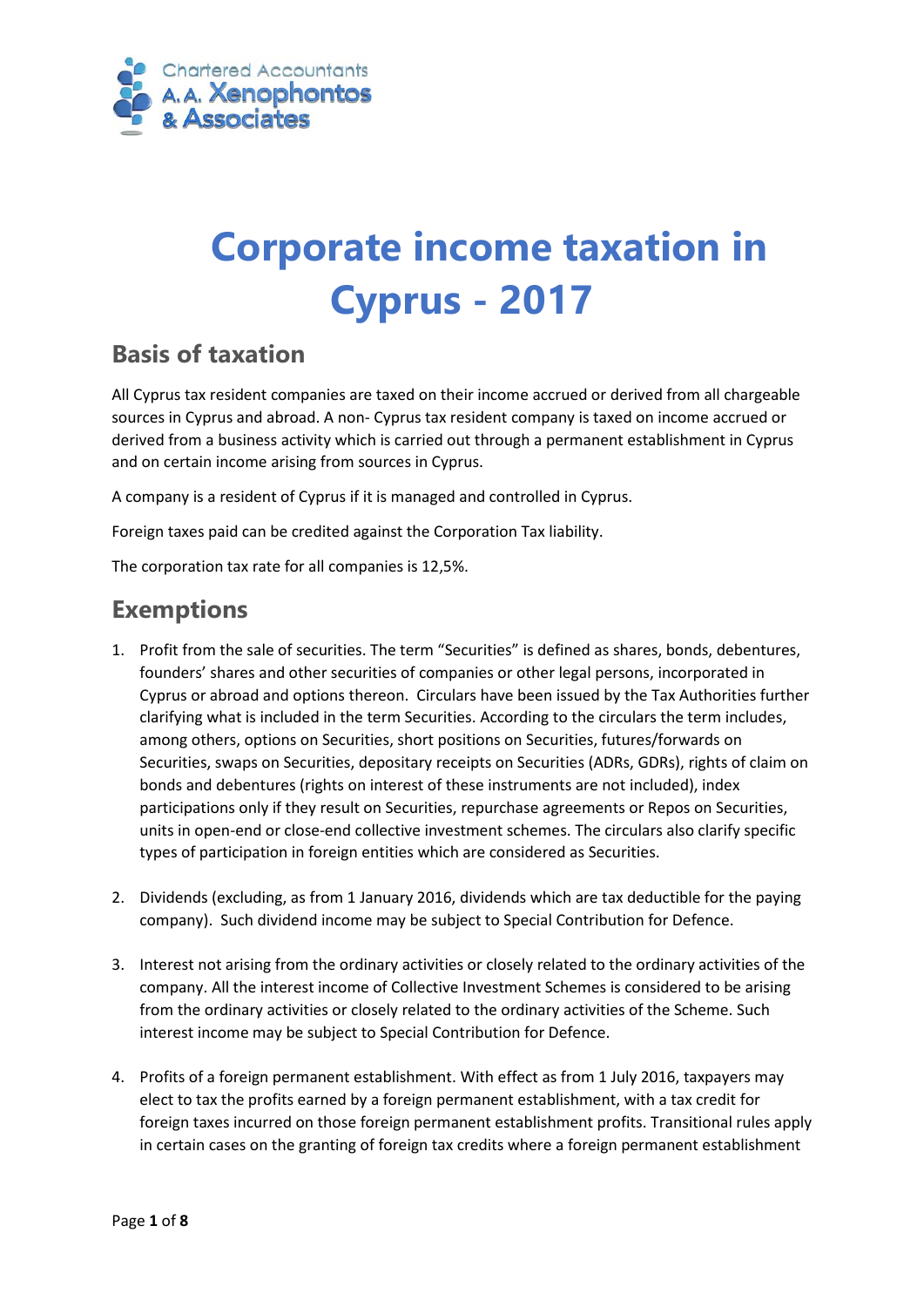Chartered Accountants
A.A. Xenophontos
& Associates

# Corporate income taxation in Cyprus - 2017

## Basis of taxation

All Cyprus tax resident companies are taxed on their income accrued or derived from all chargeable sources in Cyprus and abroad. A non- Cyprus tax resident company is taxed on income accrued or derived from a business activity which is carried out through a permanent establishment in Cyprus and on certain income arising from sources in Cyprus.

A company is a resident of Cyprus if it is managed and controlled in Cyprus.

Foreign taxes paid can be credited against the Corporation Tax liability.

The corporation tax rate for all companies is 12,5%.

## Exemptions

1. Profit from the sale of securities. The term "Securities" is defined as shares, bonds, debentures, founders' shares and other securities of companies or other legal persons, incorporated in Cyprus or abroad and options thereon. Circulars have been issued by the Tax Authorities further clarifying what is included in the term Securities. According to the circulars the term includes, among others, options on Securities, short positions on Securities, futures/forwards on Securities, swaps on Securities, depositary receipts on Securities (ADRs, GDRs), rights of claim on bonds and debentures (rights on interest of these instruments are not included), index participations only if they result on Securities, repurchase agreements or Repos on Securities, units in open-end or close-end collective investment schemes. The circulars also clarify specific types of participation in foreign entities which are considered as Securities.

2. Dividends (excluding, as from 1 January 2016, dividends which are tax deductible for the paying company). Such dividend income may be subject to Special Contribution for Defence.

3. Interest not arising from the ordinary activities or closely related to the ordinary activities of the company. All the interest income of Collective Investment Schemes is considered to be arising from the ordinary activities or closely related to the ordinary activities of the Scheme. Such interest income may be subject to Special Contribution for Defence.

4. Profits of a foreign permanent establishment. With effect as from 1 July 2016, taxpayers may elect to tax the profits earned by a foreign permanent establishment, with a tax credit for foreign taxes incurred on those foreign permanent establishment profits. Transitional rules apply in certain cases on the granting of foreign tax credits where a foreign permanent establishment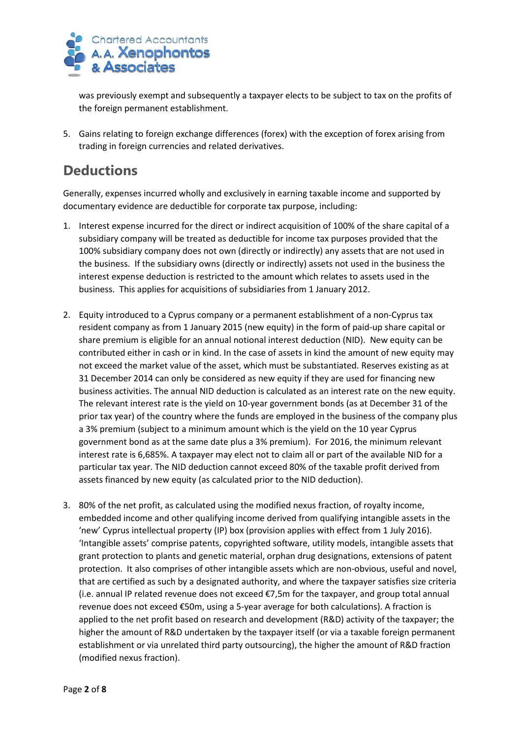was previously exempt and subsequently a taxpayer elects to be subject to tax on the profits of the foreign permanent establishment.

5. Gains relating to foreign exchange differences (forex) with the exception of forex arising from trading in foreign currencies and related derivatives.

## Deductions

Generally, expenses incurred wholly and exclusively in earning taxable income and supported by documentary evidence are deductible for corporate tax purpose, including:

1. Interest expense incurred for the direct or indirect acquisition of 100% of the share capital of a subsidiary company will be treated as deductible for income tax purposes provided that the 100% subsidiary company does not own (directly or indirectly) any assets that are not used in the business. If the subsidiary owns (directly or indirectly) assets not used in the business the interest expense deduction is restricted to the amount which relates to assets used in the business. This applies for acquisitions of subsidiaries from 1 January 2012.

2. Equity introduced to a Cyprus company or a permanent establishment of a non-Cyprus tax resident company as from 1 January 2015 (new equity) in the form of paid-up share capital or share premium is eligible for an annual notional interest deduction (NID). New equity can be contributed either in cash or in kind. In the case of assets in kind the amount of new equity may not exceed the market value of the asset, which must be substantiated. Reserves existing as at 31 December 2014 can only be considered as new equity if they are used for financing new business activities. The annual NID deduction is calculated as an interest rate on the new equity. The relevant interest rate is the yield on 10-year government bonds (as at December 31 of the prior tax year) of the country where the funds are employed in the business of the company plus a 3% premium (subject to a minimum amount which is the yield on the 10 year Cyprus government bond as at the same date plus a 3% premium). For 2016, the minimum relevant interest rate is 6,685%. A taxpayer may elect not to claim all or part of the available NID for a particular tax year. The NID deduction cannot exceed 80% of the taxable profit derived from assets financed by new equity (as calculated prior to the NID deduction).

3. 80% of the net profit, as calculated using the modified nexus fraction, of royalty income, embedded income and other qualifying income derived from qualifying intangible assets in the 'new' Cyprus intellectual property (IP) box (provision applies with effect from 1 July 2016). 'Intangible assets' comprise patents, copyrighted software, utility models, intangible assets that grant protection to plants and genetic material, orphan drug designations, extensions of patent protection. It also comprises of other intangible assets which are non-obvious, useful and novel, that are certified as such by a designated authority, and where the taxpayer satisfies size criteria (i.e. annual IP related revenue does not exceed €7,5m for the taxpayer, and group total annual revenue does not exceed €50m, using a 5-year average for both calculations). A fraction is applied to the net profit based on research and development (R&D) activity of the taxpayer; the higher the amount of R&D undertaken by the taxpayer itself (or via a taxable foreign permanent establishment or via unrelated third party outsourcing), the higher the amount of R&D fraction (modified nexus fraction).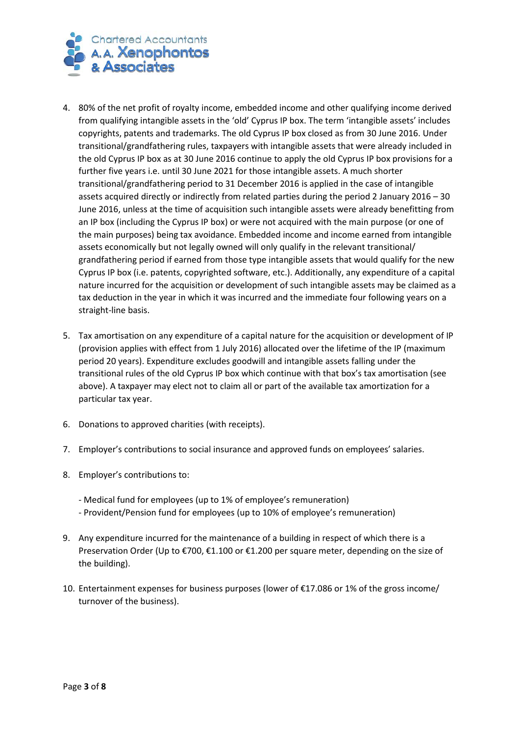4. 80% of the net profit of royalty income, embedded income and other qualifying income derived from qualifying intangible assets in the 'old' Cyprus IP box. The term 'intangible assets' includes copyrights, patents and trademarks. The old Cyprus IP box closed as from 30 June 2016. Under transitional/grandfathering rules, taxpayers with intangible assets that were already included in the old Cyprus IP box as at 30 June 2016 continue to apply the old Cyprus IP box provisions for a further five years i.e. until 30 June 2021 for those intangible assets. A much shorter transitional/grandfathering period to 31 December 2016 is applied in the case of intangible assets acquired directly or indirectly from related parties during the period 2 January 2016 – 30 June 2016, unless at the time of acquisition such intangible assets were already benefitting from an IP box (including the Cyprus IP box) or were not acquired with the main purpose (or one of the main purposes) being tax avoidance. Embedded income and income earned from intangible assets economically but not legally owned will only qualify in the relevant transitional/ grandfathering period if earned from those type intangible assets that would qualify for the new Cyprus IP box (i.e. patents, copyrighted software, etc.). Additionally, any expenditure of a capital nature incurred for the acquisition or development of such intangible assets may be claimed as a tax deduction in the year in which it was incurred and the immediate four following years on a straight-line basis.

5. Tax amortisation on any expenditure of a capital nature for the acquisition or development of IP (provision applies with effect from 1 July 2016) allocated over the lifetime of the IP (maximum period 20 years). Expenditure excludes goodwill and intangible assets falling under the transitional rules of the old Cyprus IP box which continue with that box's tax amortisation (see above). A taxpayer may elect not to claim all or part of the available tax amortization for a particular tax year.

6. Donations to approved charities (with receipts).

7. Employer's contributions to social insurance and approved funds on employees' salaries.

8. Employer's contributions to:

   - Medical fund for employees (up to 1% of employee's remuneration)
   - Provident/Pension fund for employees (up to 10% of employee's remuneration)

9. Any expenditure incurred for the maintenance of a building in respect of which there is a Preservation Order (Up to €700, €1.100 or €1.200 per square meter, depending on the size of the building).

10. Entertainment expenses for business purposes (lower of €17.086 or 1% of the gross income/ turnover of the business).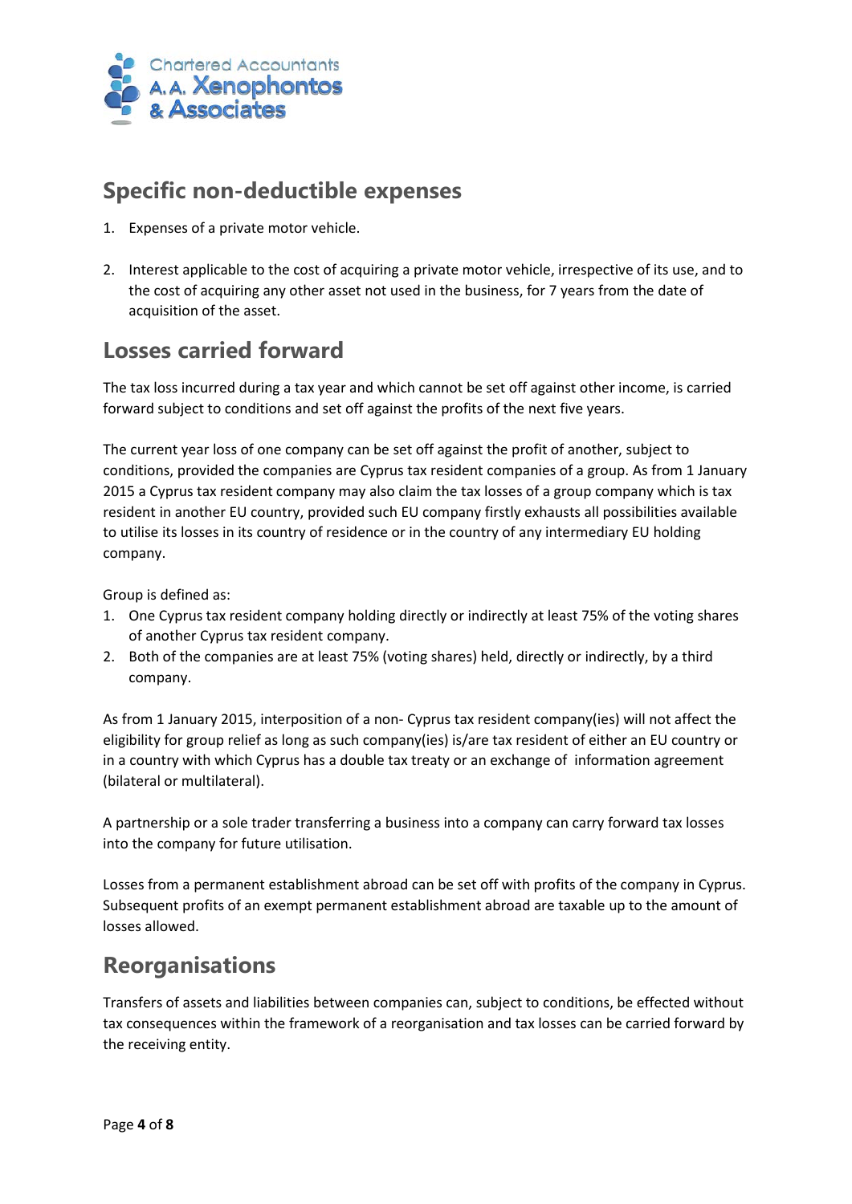## Specific non-deductible expenses

1. Expenses of a private motor vehicle.

2. Interest applicable to the cost of acquiring a private motor vehicle, irrespective of its use, and to the cost of acquiring any other asset not used in the business, for 7 years from the date of acquisition of the asset.

## Losses carried forward

The tax loss incurred during a tax year and which cannot be set off against other income, is carried forward subject to conditions and set off against the profits of the next five years.

The current year loss of one company can be set off against the profit of another, subject to conditions, provided the companies are Cyprus tax resident companies of a group. As from 1 January 2015 a Cyprus tax resident company may also claim the tax losses of a group company which is tax resident in another EU country, provided such EU company firstly exhausts all possibilities available to utilise its losses in its country of residence or in the country of any intermediary EU holding company.

Group is defined as:

1. One Cyprus tax resident company holding directly or indirectly at least 75% of the voting shares of another Cyprus tax resident company.
2. Both of the companies are at least 75% (voting shares) held, directly or indirectly, by a third company.

As from 1 January 2015, interposition of a non- Cyprus tax resident company(ies) will not affect the eligibility for group relief as long as such company(ies) is/are tax resident of either an EU country or in a country with which Cyprus has a double tax treaty or an exchange of information agreement (bilateral or multilateral).

A partnership or a sole trader transferring a business into a company can carry forward tax losses into the company for future utilisation.

Losses from a permanent establishment abroad can be set off with profits of the company in Cyprus. Subsequent profits of an exempt permanent establishment abroad are taxable up to the amount of losses allowed.

## Reorganisations

Transfers of assets and liabilities between companies can, subject to conditions, be effected without tax consequences within the framework of a reorganisation and tax losses can be carried forward by the receiving entity.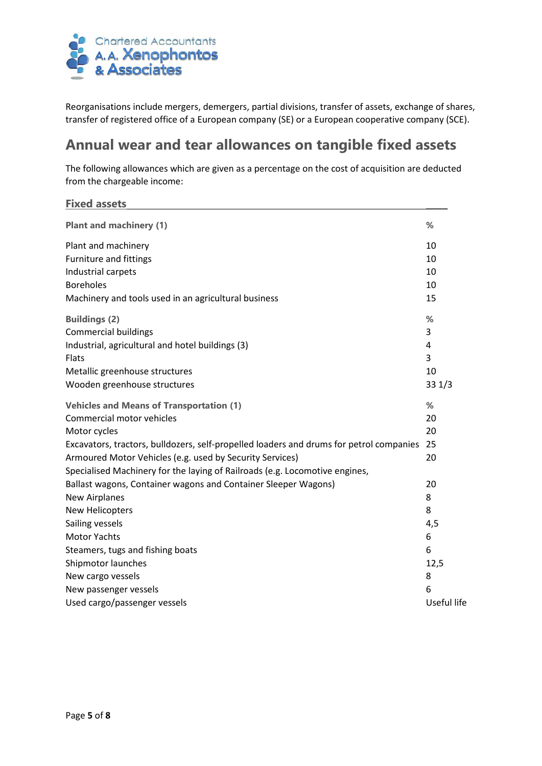Reorganisations include mergers, demergers, partial divisions, transfer of assets, exchange of shares, transfer of registered office of a European company (SE) or a European cooperative company (SCE).

## Annual wear and tear allowances on tangible fixed assets

The following allowances which are given as a percentage on the cost of acquisition are deducted from the chargeable income:

| Fixed assets | |
|---|---|
| **Plant and machinery (1)** | **%** |
| Plant and machinery | 10 |
| Furniture and fittings | 10 |
| Industrial carpets | 10 |
| Boreholes | 10 |
| Machinery and tools used in an agricultural business | 15 |
| **Buildings (2)** | **%** |
| Commercial buildings | 3 |
| Industrial, agricultural and hotel buildings (3) | 4 |
| Flats | 3 |
| Metallic greenhouse structures | 10 |
| Wooden greenhouse structures | 33 1/3 |
| **Vehicles and Means of Transportation (1)** | **%** |
| Commercial motor vehicles | 20 |
| Motor cycles | 20 |
| Excavators, tractors, bulldozers, self-propelled loaders and drums for petrol companies | 25 |
| Armoured Motor Vehicles (e.g. used by Security Services) | 20 |
| Specialised Machinery for the laying of Railroads (e.g. Locomotive engines, Ballast wagons, Container wagons and Container Sleeper Wagons) | 20 |
| New Airplanes | 8 |
| New Helicopters | 8 |
| Sailing vessels | 4,5 |
| Motor Yachts | 6 |
| Steamers, tugs and fishing boats | 6 |
| Shipmotor launches | 12,5 |
| New cargo vessels | 8 |
| New passenger vessels | 6 |
| Used cargo/passenger vessels | Useful life |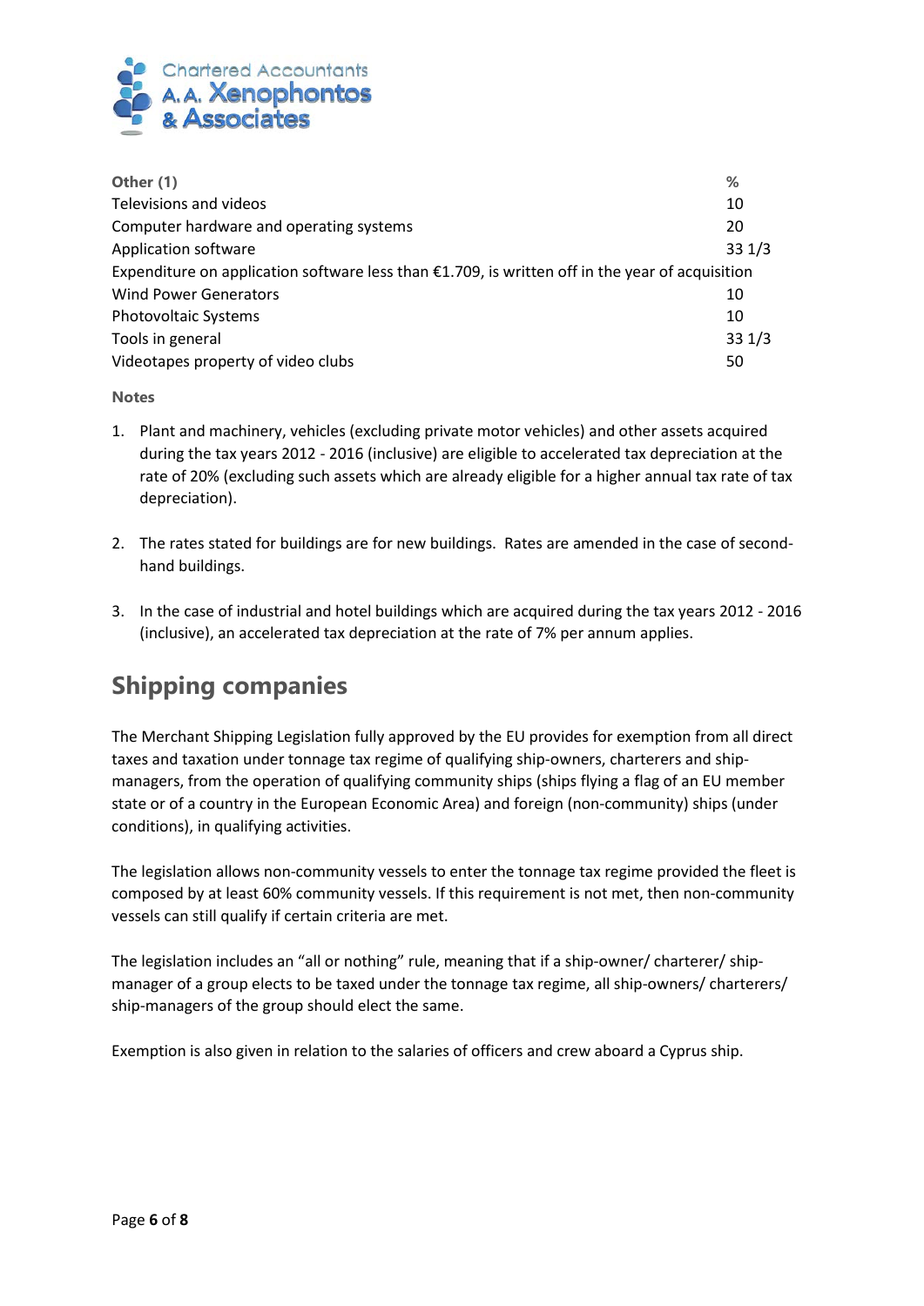| Other (1) | % |
|---|---|
| Televisions and videos | 10 |
| Computer hardware and operating systems | 20 |
| Application software | 33 1/3 |
| Expenditure on application software less than €1.709, is written off in the year of acquisition | |
| Wind Power Generators | 10 |
| Photovoltaic Systems | 10 |
| Tools in general | 33 1/3 |
| Videotapes property of video clubs | 50 |

**Notes**

1. Plant and machinery, vehicles (excluding private motor vehicles) and other assets acquired during the tax years 2012 - 2016 (inclusive) are eligible to accelerated tax depreciation at the rate of 20% (excluding such assets which are already eligible for a higher annual tax rate of tax depreciation).

2. The rates stated for buildings are for new buildings. Rates are amended in the case of second-hand buildings.

3. In the case of industrial and hotel buildings which are acquired during the tax years 2012 - 2016 (inclusive), an accelerated tax depreciation at the rate of 7% per annum applies.

## Shipping companies

The Merchant Shipping Legislation fully approved by the EU provides for exemption from all direct taxes and taxation under tonnage tax regime of qualifying ship-owners, charterers and ship-managers, from the operation of qualifying community ships (ships flying a flag of an EU member state or of a country in the European Economic Area) and foreign (non-community) ships (under conditions), in qualifying activities.

The legislation allows non-community vessels to enter the tonnage tax regime provided the fleet is composed by at least 60% community vessels. If this requirement is not met, then non-community vessels can still qualify if certain criteria are met.

The legislation includes an "all or nothing" rule, meaning that if a ship-owner/ charterer/ ship-manager of a group elects to be taxed under the tonnage tax regime, all ship-owners/ charterers/ ship-managers of the group should elect the same.

Exemption is also given in relation to the salaries of officers and crew aboard a Cyprus ship.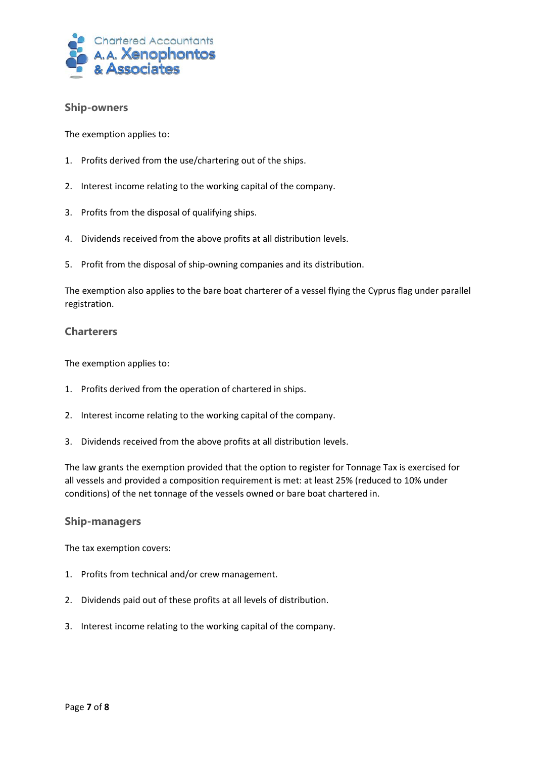## Ship-owners

The exemption applies to:

1. Profits derived from the use/chartering out of the ships.
2. Interest income relating to the working capital of the company.
3. Profits from the disposal of qualifying ships.
4. Dividends received from the above profits at all distribution levels.
5. Profit from the disposal of ship-owning companies and its distribution.

The exemption also applies to the bare boat charterer of a vessel flying the Cyprus flag under parallel registration.

## Charterers

The exemption applies to:

1. Profits derived from the operation of chartered in ships.
2. Interest income relating to the working capital of the company.
3. Dividends received from the above profits at all distribution levels.

The law grants the exemption provided that the option to register for Tonnage Tax is exercised for all vessels and provided a composition requirement is met: at least 25% (reduced to 10% under conditions) of the net tonnage of the vessels owned or bare boat chartered in.

## Ship-managers

The tax exemption covers:

1. Profits from technical and/or crew management.
2. Dividends paid out of these profits at all levels of distribution.
3. Interest income relating to the working capital of the company.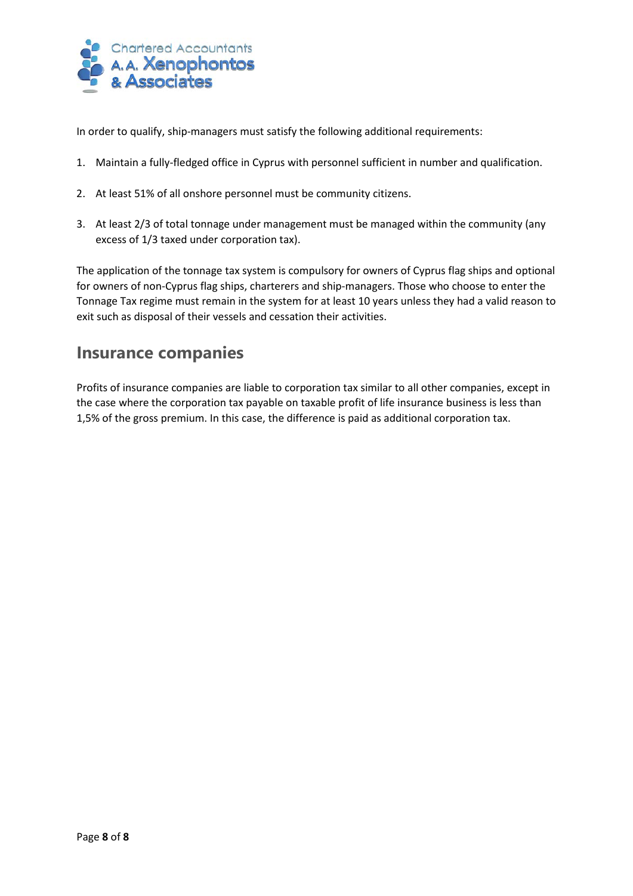In order to qualify, ship-managers must satisfy the following additional requirements:

1. Maintain a fully-fledged office in Cyprus with personnel sufficient in number and qualification.
2. At least 51% of all onshore personnel must be community citizens.
3. At least 2/3 of total tonnage under management must be managed within the community (any excess of 1/3 taxed under corporation tax).

The application of the tonnage tax system is compulsory for owners of Cyprus flag ships and optional for owners of non-Cyprus flag ships, charterers and ship-managers. Those who choose to enter the Tonnage Tax regime must remain in the system for at least 10 years unless they had a valid reason to exit such as disposal of their vessels and cessation their activities.

## Insurance companies

Profits of insurance companies are liable to corporation tax similar to all other companies, except in the case where the corporation tax payable on taxable profit of life insurance business is less than 1,5% of the gross premium. In this case, the difference is paid as additional corporation tax.